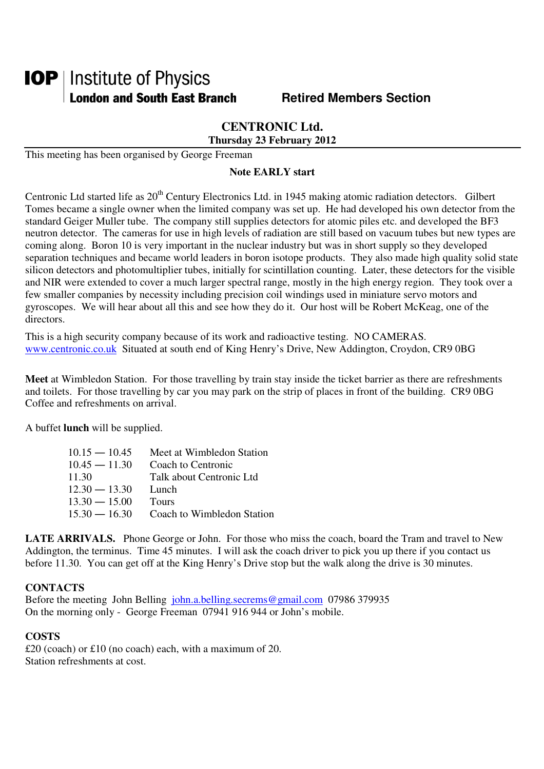# IOP | Institute of Physics

**London and South East Branch** **Retired Members Section**

## CENTRONIC Ltd.

**Thursday 23 February 2012**

This meeting has been organised by George Freeman

**Note EARLY start**

Centronic Ltd started life as 20th Century Electronics Ltd. in 1945 making atomic radiation detectors. Gilbert Tomes became a single owner when the limited company was set up. He had developed his own detector from the standard Geiger Muller tube. The company still supplies detectors for atomic piles etc. and developed the BF3 neutron detector. The cameras for use in high levels of radiation are still based on vacuum tubes but new types are coming along. Boron 10 is very important in the nuclear industry but was in short supply so they developed separation techniques and became world leaders in boron isotope products. They also made high quality solid state silicon detectors and photomultiplier tubes, initially for scintillation counting. Later, these detectors for the visible and NIR were extended to cover a much larger spectral range, mostly in the high energy region. They took over a few smaller companies by necessity including precision coil windings used in miniature servo motors and gyroscopes. We will hear about all this and see how they do it. Our host will be Robert McKeag, one of the directors.

This is a high security company because of its work and radioactive testing. NO CAMERAS. www.centronic.co.uk Situated at south end of King Henry's Drive, New Addington, Croydon, CR9 0BG

**Meet** at Wimbledon Station. For those travelling by train stay inside the ticket barrier as there are refreshments and toilets. For those travelling by car you may park on the strip of places in front of the building. CR9 0BG Coffee and refreshments on arrival.

A buffet **lunch** will be supplied.

| | |
|---|---|
| 10.15 — 10.45 | Meet at Wimbledon Station |
| 10.45 — 11.30 | Coach to Centronic |
| 11.30 | Talk about Centronic Ltd |
| 12.30 — 13.30 | Lunch |
| 13.30 — 15.00 | Tours |
| 15.30 — 16.30 | Coach to Wimbledon Station |

**LATE ARRIVALS.** Phone George or John. For those who miss the coach, board the Tram and travel to New Addington, the terminus. Time 45 minutes. I will ask the coach driver to pick you up there if you contact us before 11.30. You can get off at the King Henry's Drive stop but the walk along the drive is 30 minutes.

### CONTACTS

Before the meeting John Belling john.a.belling.secrems@gmail.com 07986 379935
On the morning only - George Freeman 07941 916 944 or John's mobile.

### COSTS

£20 (coach) or £10 (no coach) each, with a maximum of 20.
Station refreshments at cost.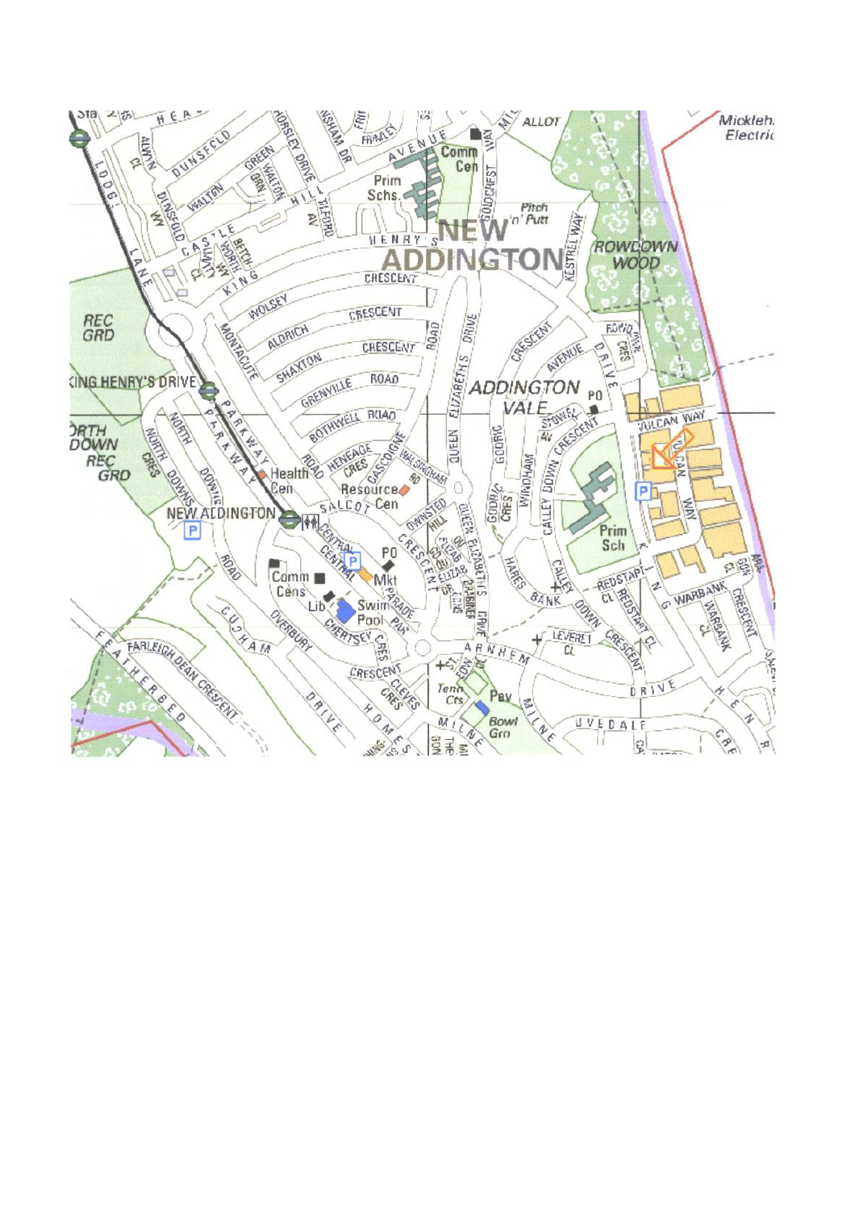NEW ADDINGTON

ADDINGTON VALE

ROWDOWN WOOD

Mickleh. Electric

ALLOT

Comm Cen

Prim Schs.

Pitch 'n' Putt

REC GRD

KING HENRY'S DRIVE

NORTH DOWN REC GRD

NEW ADDINGTON

Health Cen

Resource Cen

PO

Mkt

Comm Cens

Lib

Swim Pool

Prim Sch

Tenn Cts

Pav

Bowl Grn

LODGE LANE

DUNSFOLD

ALWIN CL

DUNSFOLD WAY

WALTON GREEN

WALTON GRN

HORSLEY DRIVE

HILL

TILFORD AV

FRIMLEY

AVENUE

GOLDCREST WAY

KESTREL WAY

CASTLE

NORTH WALK

BETCHWORTH WAY

KING HENRY'S

CRESCENT

WOLSEY CRESCENT

ALDRICH CRESCENT

SHAXTON CRESCENT

GRENVILLE ROAD

ROTHWELL ROAD

MONTACUTE ROAD

HENEAGE CRES

GASCOIGNE ROAD

WALSINGHAM RD

QUEEN ELIZABETH'S DRIVE

CRESCENT

AVENUE

DRIVE

ROWDOWN CRES

VULCAN WAY

STOWELL AV

GODRIC CRES

WINDHAM

CALLEY DOWN CRESCENT

PARKWAY

NORTH DOWNS CRES

NORTH DOWNS ROAD

SALCOT CRESCENT

CENTRAL PARADE

CENTRAL PAR

OLDSTEAD HILL

QUEEN ELIZABETH'S GDNS

HARES BANK

CALLEY DOWN CRESCENT

REDSTART CL

REDSTART CL

KING HENRY'S DRIVE

WARBANK CL

WARBANK CRESCENT

ARNHEM DRIVE

LEVERET CL

CUDHAM DRIVE

OVERBURY CRESCENT

CHERTSEY CRES

CLEVES CRES

FEATHERBED LANE

FARLEIGH DEAN CRESCENT

HOMESTEAD

MILNE PARK

UVEDALE CRESCENT